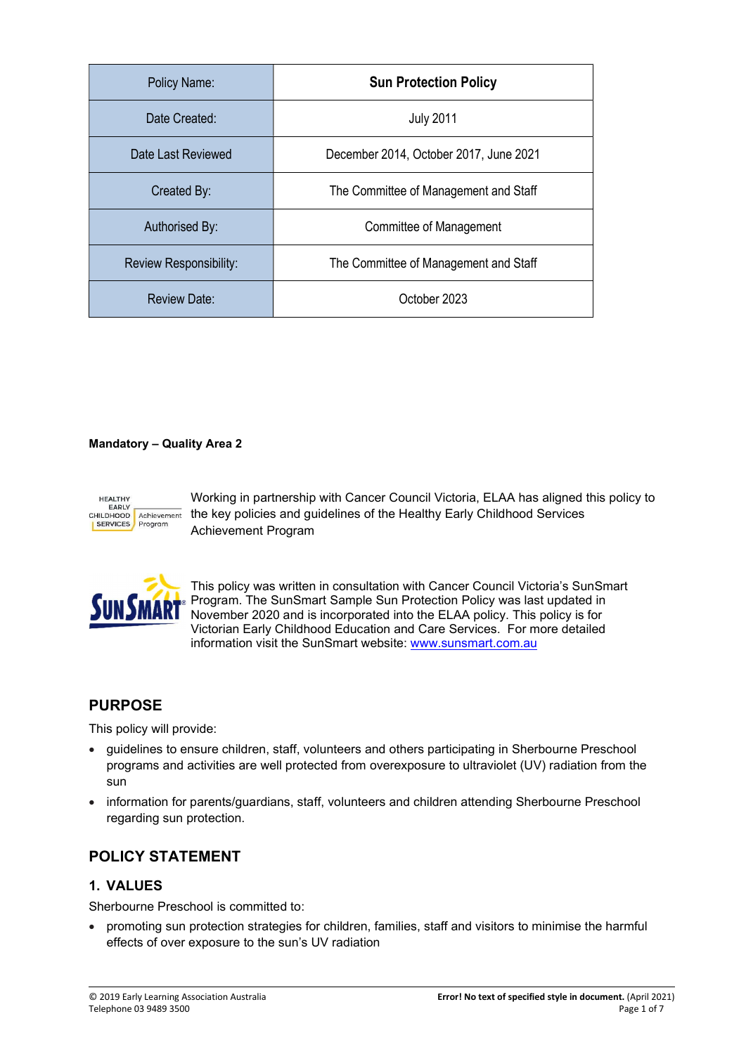| Policy Name: | Sun Protection Policy |
| --- | --- |
| Date Created: | July 2011 |
| Date Last Reviewed | December 2014, October 2017, June 2021 |
| Created By: | The Committee of Management and Staff |
| Authorised By: | Committee of Management |
| Review Responsibility: | The Committee of Management and Staff |
| Review Date: | October 2023 |

**Mandatory – Quality Area 2**

Working in partnership with Cancer Council Victoria, ELAA has aligned this policy to the key policies and guidelines of the Healthy Early Childhood Services Achievement Program

This policy was written in consultation with Cancer Council Victoria's SunSmart Program. The SunSmart Sample Sun Protection Policy was last updated in November 2020 and is incorporated into the ELAA policy. This policy is for Victorian Early Childhood Education and Care Services. For more detailed information visit the SunSmart website: www.sunsmart.com.au

## PURPOSE

This policy will provide:

- guidelines to ensure children, staff, volunteers and others participating in Sherbourne Preschool programs and activities are well protected from overexposure to ultraviolet (UV) radiation from the sun
- information for parents/guardians, staff, volunteers and children attending Sherbourne Preschool regarding sun protection.

## POLICY STATEMENT

### 1. VALUES

Sherbourne Preschool is committed to:

- promoting sun protection strategies for children, families, staff and visitors to minimise the harmful effects of over exposure to the sun's UV radiation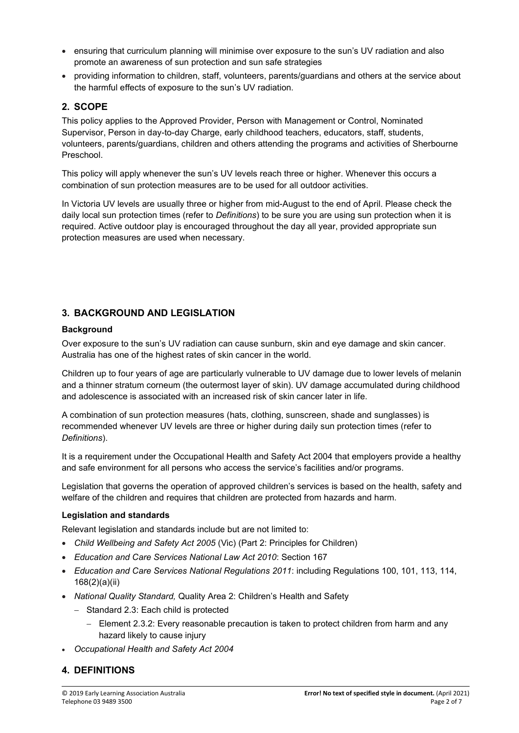- ensuring that curriculum planning will minimise over exposure to the sun's UV radiation and also promote an awareness of sun protection and sun safe strategies
- providing information to children, staff, volunteers, parents/guardians and others at the service about the harmful effects of exposure to the sun's UV radiation.

## 2. SCOPE

This policy applies to the Approved Provider, Person with Management or Control, Nominated Supervisor, Person in day-to-day Charge, early childhood teachers, educators, staff, students, volunteers, parents/guardians, children and others attending the programs and activities of Sherbourne Preschool.

This policy will apply whenever the sun's UV levels reach three or higher. Whenever this occurs a combination of sun protection measures are to be used for all outdoor activities.

In Victoria UV levels are usually three or higher from mid-August to the end of April. Please check the daily local sun protection times (refer to *Definitions*) to be sure you are using sun protection when it is required. Active outdoor play is encouraged throughout the day all year, provided appropriate sun protection measures are used when necessary.

## 3. BACKGROUND AND LEGISLATION

### Background

Over exposure to the sun's UV radiation can cause sunburn, skin and eye damage and skin cancer. Australia has one of the highest rates of skin cancer in the world.

Children up to four years of age are particularly vulnerable to UV damage due to lower levels of melanin and a thinner stratum corneum (the outermost layer of skin). UV damage accumulated during childhood and adolescence is associated with an increased risk of skin cancer later in life.

A combination of sun protection measures (hats, clothing, sunscreen, shade and sunglasses) is recommended whenever UV levels are three or higher during daily sun protection times (refer to *Definitions*).

It is a requirement under the Occupational Health and Safety Act 2004 that employers provide a healthy and safe environment for all persons who access the service's facilities and/or programs.

Legislation that governs the operation of approved children's services is based on the health, safety and welfare of the children and requires that children are protected from hazards and harm.

### Legislation and standards

Relevant legislation and standards include but are not limited to:

- *Child Wellbeing and Safety Act 2005* (Vic) (Part 2: Principles for Children)
- *Education and Care Services National Law Act 2010*: Section 167
- *Education and Care Services National Regulations 2011*: including Regulations 100, 101, 113, 114, 168(2)(a)(ii)
- *National Quality Standard,* Quality Area 2: Children's Health and Safety
  - Standard 2.3: Each child is protected
    - Element 2.3.2: Every reasonable precaution is taken to protect children from harm and any hazard likely to cause injury
- *Occupational Health and Safety Act 2004*

## 4. DEFINITIONS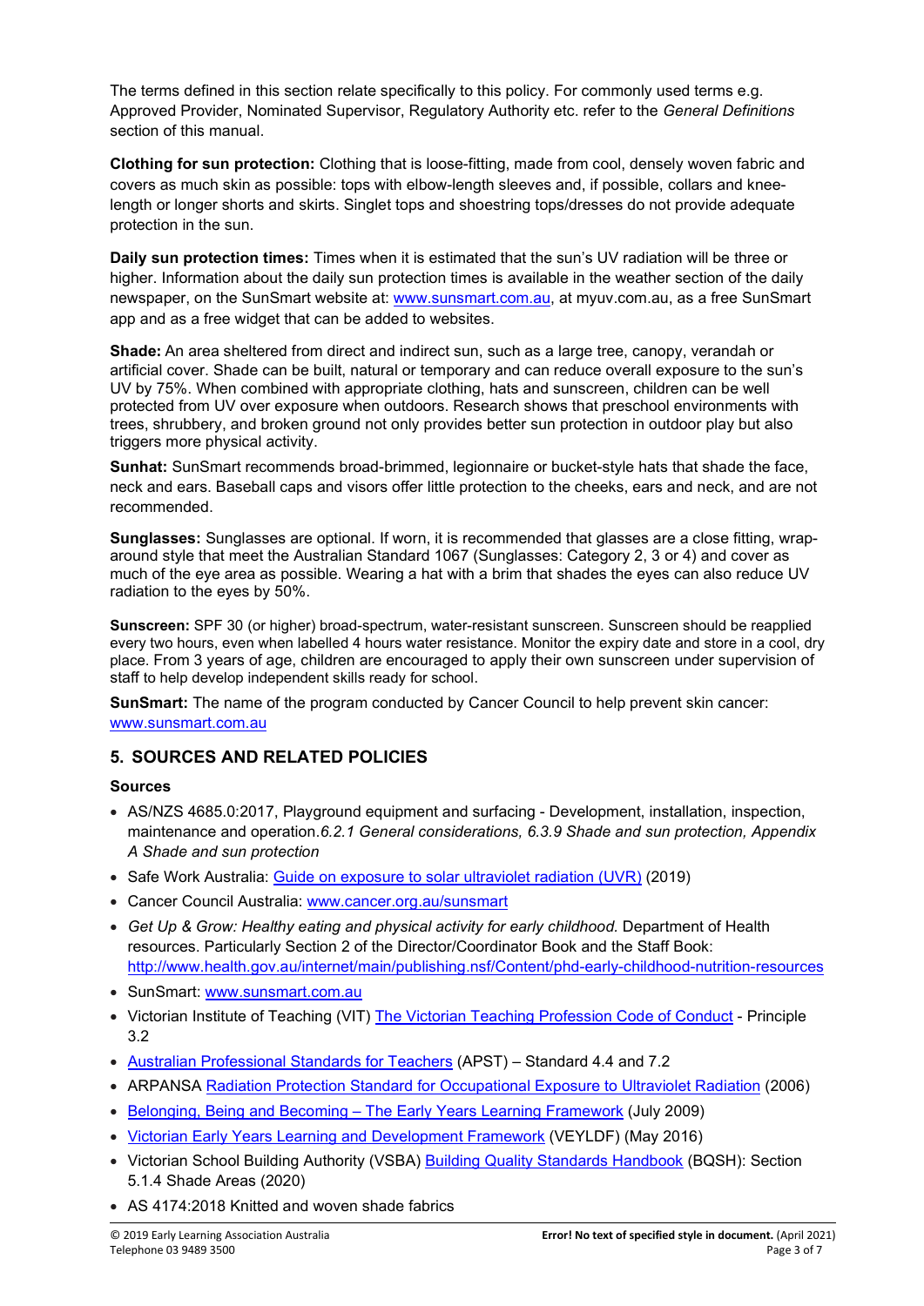The terms defined in this section relate specifically to this policy. For commonly used terms e.g. Approved Provider, Nominated Supervisor, Regulatory Authority etc. refer to the *General Definitions* section of this manual.

**Clothing for sun protection:** Clothing that is loose-fitting, made from cool, densely woven fabric and covers as much skin as possible: tops with elbow-length sleeves and, if possible, collars and knee-length or longer shorts and skirts. Singlet tops and shoestring tops/dresses do not provide adequate protection in the sun.

**Daily sun protection times:** Times when it is estimated that the sun's UV radiation will be three or higher. Information about the daily sun protection times is available in the weather section of the daily newspaper, on the SunSmart website at: [www.sunsmart.com.au](www.sunsmart.com.au), at myuv.com.au, as a free SunSmart app and as a free widget that can be added to websites.

**Shade:** An area sheltered from direct and indirect sun, such as a large tree, canopy, verandah or artificial cover. Shade can be built, natural or temporary and can reduce overall exposure to the sun's UV by 75%. When combined with appropriate clothing, hats and sunscreen, children can be well protected from UV over exposure when outdoors. Research shows that preschool environments with trees, shrubbery, and broken ground not only provides better sun protection in outdoor play but also triggers more physical activity.

**Sunhat:** SunSmart recommends broad-brimmed, legionnaire or bucket-style hats that shade the face, neck and ears. Baseball caps and visors offer little protection to the cheeks, ears and neck, and are not recommended.

**Sunglasses:** Sunglasses are optional. If worn, it is recommended that glasses are a close fitting, wrap-around style that meet the Australian Standard 1067 (Sunglasses: Category 2, 3 or 4) and cover as much of the eye area as possible. Wearing a hat with a brim that shades the eyes can also reduce UV radiation to the eyes by 50%.

**Sunscreen:** SPF 30 (or higher) broad-spectrum, water-resistant sunscreen. Sunscreen should be reapplied every two hours, even when labelled 4 hours water resistance. Monitor the expiry date and store in a cool, dry place. From 3 years of age, children are encouraged to apply their own sunscreen under supervision of staff to help develop independent skills ready for school.

**SunSmart:** The name of the program conducted by Cancer Council to help prevent skin cancer: [www.sunsmart.com.au](www.sunsmart.com.au)

## 5. SOURCES AND RELATED POLICIES

### Sources

- AS/NZS 4685.0:2017, Playground equipment and surfacing - Development, installation, inspection, maintenance and operation.*6.2.1 General considerations, 6.3.9 Shade and sun protection, Appendix A Shade and sun protection*
- Safe Work Australia: Guide on exposure to solar ultraviolet radiation (UVR) (2019)
- Cancer Council Australia: [www.cancer.org.au/sunsmart](www.cancer.org.au/sunsmart)
- *Get Up & Grow: Healthy eating and physical activity for early childhood.* Department of Health resources. Particularly Section 2 of the Director/Coordinator Book and the Staff Book: [http://www.health.gov.au/internet/main/publishing.nsf/Content/phd-early-childhood-nutrition-resources](http://www.health.gov.au/internet/main/publishing.nsf/Content/phd-early-childhood-nutrition-resources)
- SunSmart: [www.sunsmart.com.au](www.sunsmart.com.au)
- Victorian Institute of Teaching (VIT) The Victorian Teaching Profession Code of Conduct - Principle 3.2
- Australian Professional Standards for Teachers (APST) – Standard 4.4 and 7.2
- ARPANSA Radiation Protection Standard for Occupational Exposure to Ultraviolet Radiation (2006)
- Belonging, Being and Becoming – The Early Years Learning Framework (July 2009)
- Victorian Early Years Learning and Development Framework (VEYLDF) (May 2016)
- Victorian School Building Authority (VSBA) Building Quality Standards Handbook (BQSH): Section 5.1.4 Shade Areas (2020)
- AS 4174:2018 Knitted and woven shade fabrics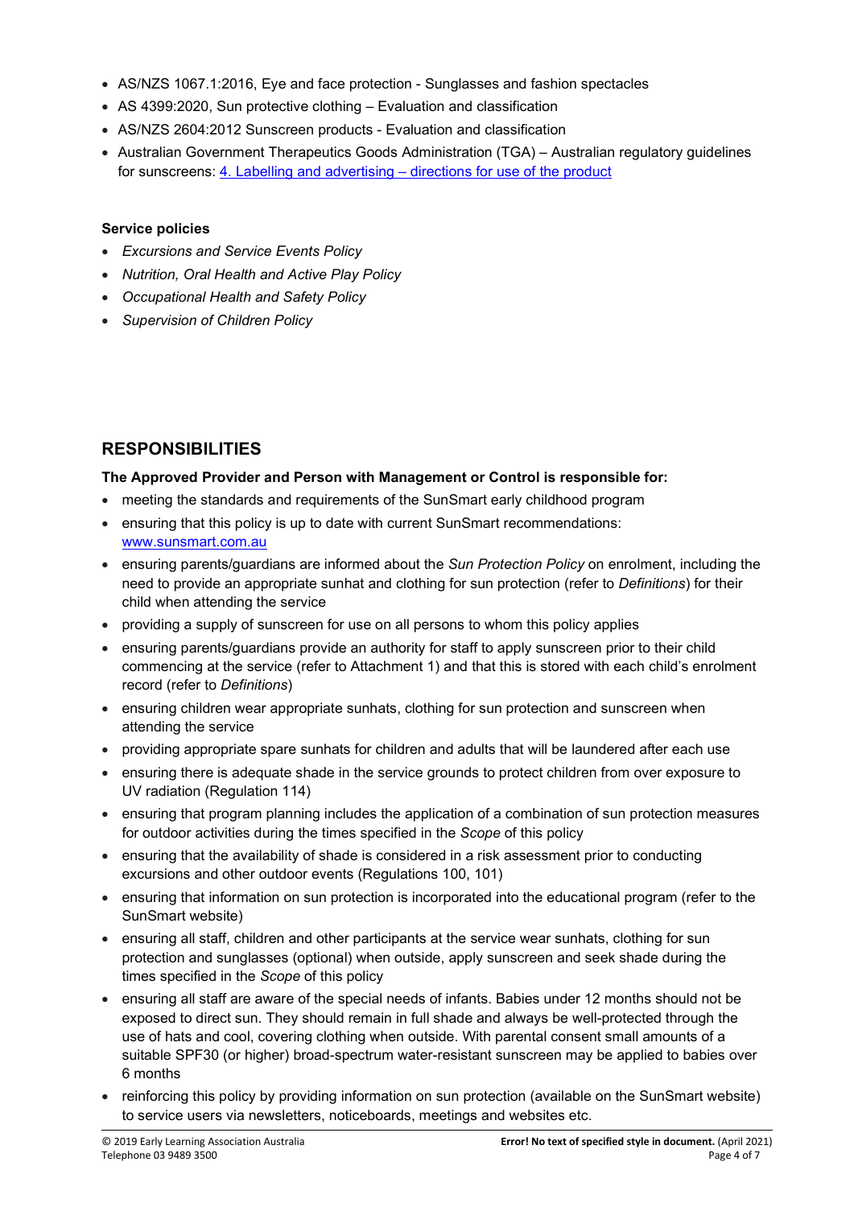- AS/NZS 1067.1:2016, Eye and face protection - Sunglasses and fashion spectacles
- AS 4399:2020, Sun protective clothing – Evaluation and classification
- AS/NZS 2604:2012 Sunscreen products - Evaluation and classification
- Australian Government Therapeutics Goods Administration (TGA) – Australian regulatory guidelines for sunscreens: [4. Labelling and advertising – directions for use of the product]()

**Service policies**

- *Excursions and Service Events Policy*
- *Nutrition, Oral Health and Active Play Policy*
- *Occupational Health and Safety Policy*
- *Supervision of Children Policy*

## RESPONSIBILITIES

**The Approved Provider and Person with Management or Control is responsible for:**

- meeting the standards and requirements of the SunSmart early childhood program
- ensuring that this policy is up to date with current SunSmart recommendations: [www.sunsmart.com.au](www.sunsmart.com.au)
- ensuring parents/guardians are informed about the *Sun Protection Policy* on enrolment, including the need to provide an appropriate sunhat and clothing for sun protection (refer to *Definitions*) for their child when attending the service
- providing a supply of sunscreen for use on all persons to whom this policy applies
- ensuring parents/guardians provide an authority for staff to apply sunscreen prior to their child commencing at the service (refer to Attachment 1) and that this is stored with each child's enrolment record (refer to *Definitions*)
- ensuring children wear appropriate sunhats, clothing for sun protection and sunscreen when attending the service
- providing appropriate spare sunhats for children and adults that will be laundered after each use
- ensuring there is adequate shade in the service grounds to protect children from over exposure to UV radiation (Regulation 114)
- ensuring that program planning includes the application of a combination of sun protection measures for outdoor activities during the times specified in the *Scope* of this policy
- ensuring that the availability of shade is considered in a risk assessment prior to conducting excursions and other outdoor events (Regulations 100, 101)
- ensuring that information on sun protection is incorporated into the educational program (refer to the SunSmart website)
- ensuring all staff, children and other participants at the service wear sunhats, clothing for sun protection and sunglasses (optional) when outside, apply sunscreen and seek shade during the times specified in the *Scope* of this policy
- ensuring all staff are aware of the special needs of infants. Babies under 12 months should not be exposed to direct sun. They should remain in full shade and always be well-protected through the use of hats and cool, covering clothing when outside. With parental consent small amounts of a suitable SPF30 (or higher) broad-spectrum water-resistant sunscreen may be applied to babies over 6 months
- reinforcing this policy by providing information on sun protection (available on the SunSmart website) to service users via newsletters, noticeboards, meetings and websites etc.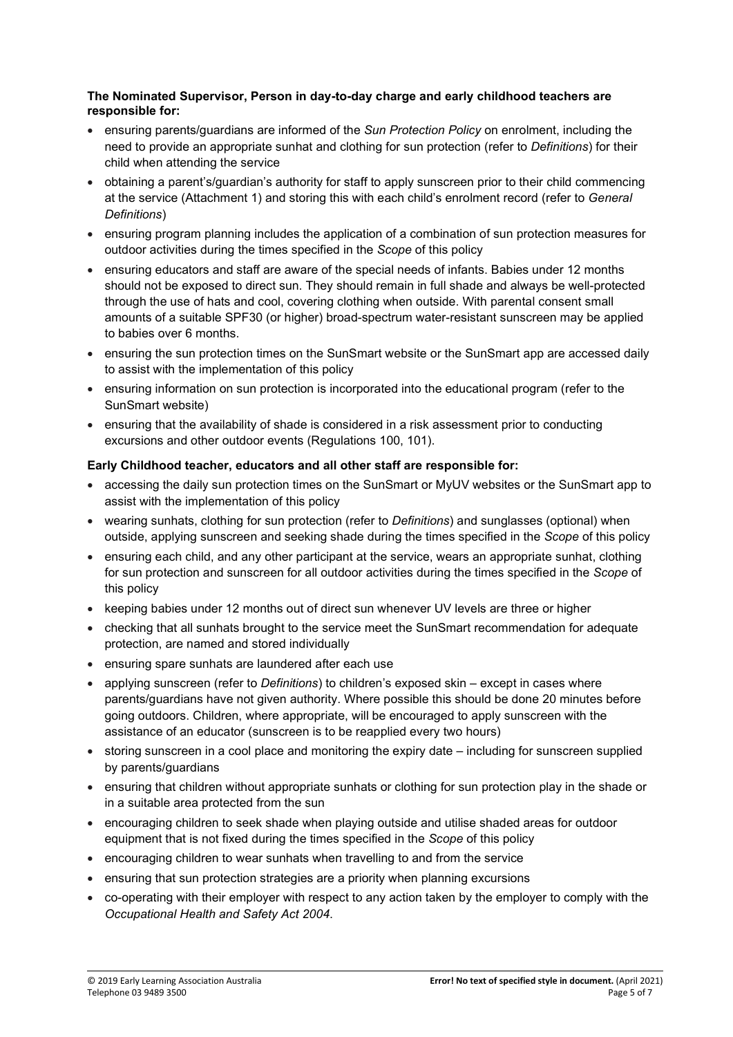**The Nominated Supervisor, Person in day-to-day charge and early childhood teachers are responsible for:**

- ensuring parents/guardians are informed of the *Sun Protection Policy* on enrolment, including the need to provide an appropriate sunhat and clothing for sun protection (refer to *Definitions*) for their child when attending the service
- obtaining a parent's/guardian's authority for staff to apply sunscreen prior to their child commencing at the service (Attachment 1) and storing this with each child's enrolment record (refer to *General Definitions*)
- ensuring program planning includes the application of a combination of sun protection measures for outdoor activities during the times specified in the *Scope* of this policy
- ensuring educators and staff are aware of the special needs of infants. Babies under 12 months should not be exposed to direct sun. They should remain in full shade and always be well-protected through the use of hats and cool, covering clothing when outside. With parental consent small amounts of a suitable SPF30 (or higher) broad-spectrum water-resistant sunscreen may be applied to babies over 6 months.
- ensuring the sun protection times on the SunSmart website or the SunSmart app are accessed daily to assist with the implementation of this policy
- ensuring information on sun protection is incorporated into the educational program (refer to the SunSmart website)
- ensuring that the availability of shade is considered in a risk assessment prior to conducting excursions and other outdoor events (Regulations 100, 101).

**Early Childhood teacher, educators and all other staff are responsible for:**

- accessing the daily sun protection times on the SunSmart or MyUV websites or the SunSmart app to assist with the implementation of this policy
- wearing sunhats, clothing for sun protection (refer to *Definitions*) and sunglasses (optional) when outside, applying sunscreen and seeking shade during the times specified in the *Scope* of this policy
- ensuring each child, and any other participant at the service, wears an appropriate sunhat, clothing for sun protection and sunscreen for all outdoor activities during the times specified in the *Scope* of this policy
- keeping babies under 12 months out of direct sun whenever UV levels are three or higher
- checking that all sunhats brought to the service meet the SunSmart recommendation for adequate protection, are named and stored individually
- ensuring spare sunhats are laundered after each use
- applying sunscreen (refer to *Definitions*) to children's exposed skin – except in cases where parents/guardians have not given authority. Where possible this should be done 20 minutes before going outdoors. Children, where appropriate, will be encouraged to apply sunscreen with the assistance of an educator (sunscreen is to be reapplied every two hours)
- storing sunscreen in a cool place and monitoring the expiry date – including for sunscreen supplied by parents/guardians
- ensuring that children without appropriate sunhats or clothing for sun protection play in the shade or in a suitable area protected from the sun
- encouraging children to seek shade when playing outside and utilise shaded areas for outdoor equipment that is not fixed during the times specified in the *Scope* of this policy
- encouraging children to wear sunhats when travelling to and from the service
- ensuring that sun protection strategies are a priority when planning excursions
- co-operating with their employer with respect to any action taken by the employer to comply with the *Occupational Health and Safety Act 2004*.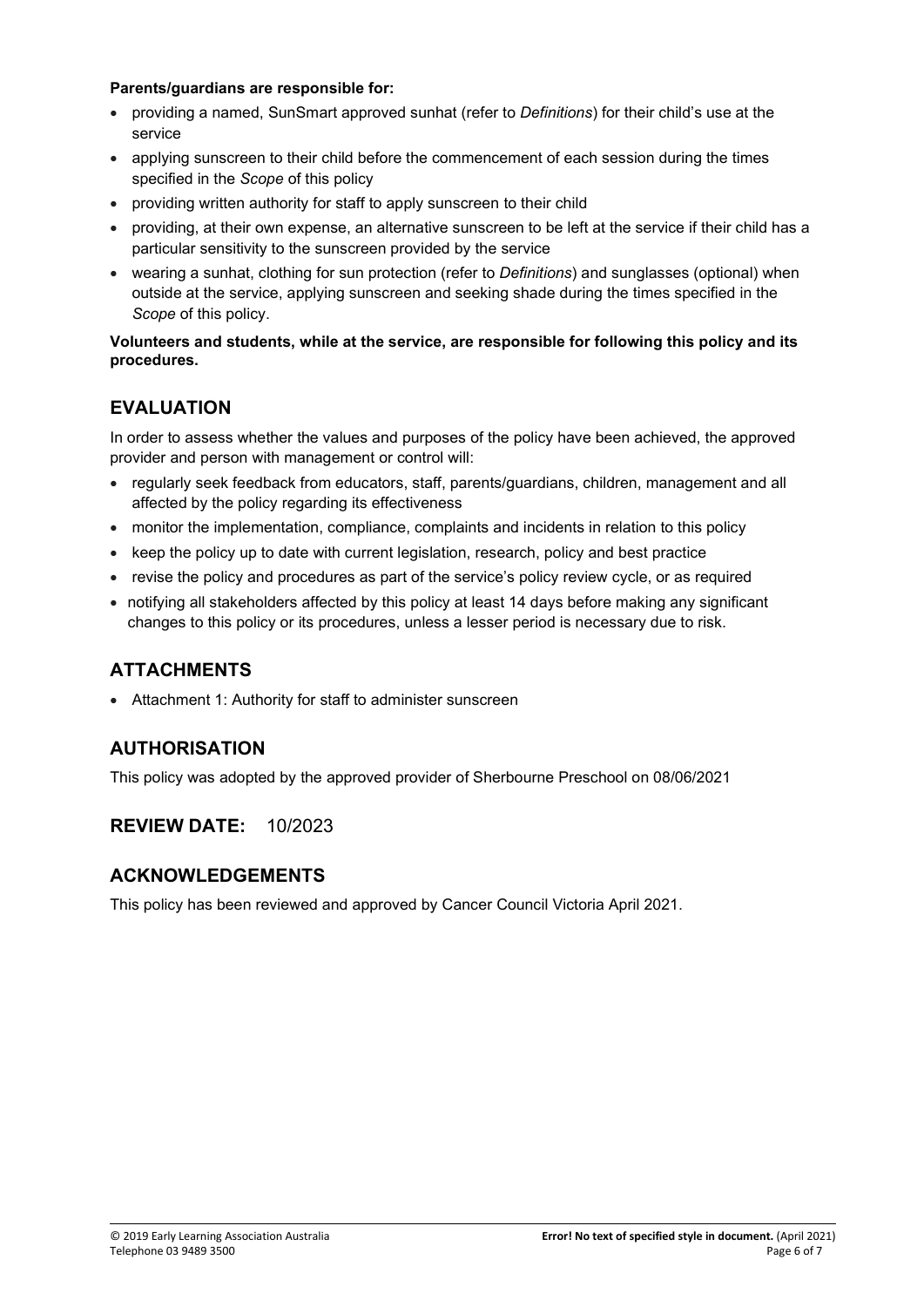**Parents/guardians are responsible for:**

- providing a named, SunSmart approved sunhat (refer to *Definitions*) for their child's use at the service
- applying sunscreen to their child before the commencement of each session during the times specified in the *Scope* of this policy
- providing written authority for staff to apply sunscreen to their child
- providing, at their own expense, an alternative sunscreen to be left at the service if their child has a particular sensitivity to the sunscreen provided by the service
- wearing a sunhat, clothing for sun protection (refer to *Definitions*) and sunglasses (optional) when outside at the service, applying sunscreen and seeking shade during the times specified in the *Scope* of this policy.

**Volunteers and students, while at the service, are responsible for following this policy and its procedures.**

## EVALUATION

In order to assess whether the values and purposes of the policy have been achieved, the approved provider and person with management or control will:

- regularly seek feedback from educators, staff, parents/guardians, children, management and all affected by the policy regarding its effectiveness
- monitor the implementation, compliance, complaints and incidents in relation to this policy
- keep the policy up to date with current legislation, research, policy and best practice
- revise the policy and procedures as part of the service's policy review cycle, or as required
- notifying all stakeholders affected by this policy at least 14 days before making any significant changes to this policy or its procedures, unless a lesser period is necessary due to risk.

## ATTACHMENTS

- Attachment 1: Authority for staff to administer sunscreen

## AUTHORISATION

This policy was adopted by the approved provider of Sherbourne Preschool on 08/06/2021

## REVIEW DATE: 10/2023

## ACKNOWLEDGEMENTS

This policy has been reviewed and approved by Cancer Council Victoria April 2021.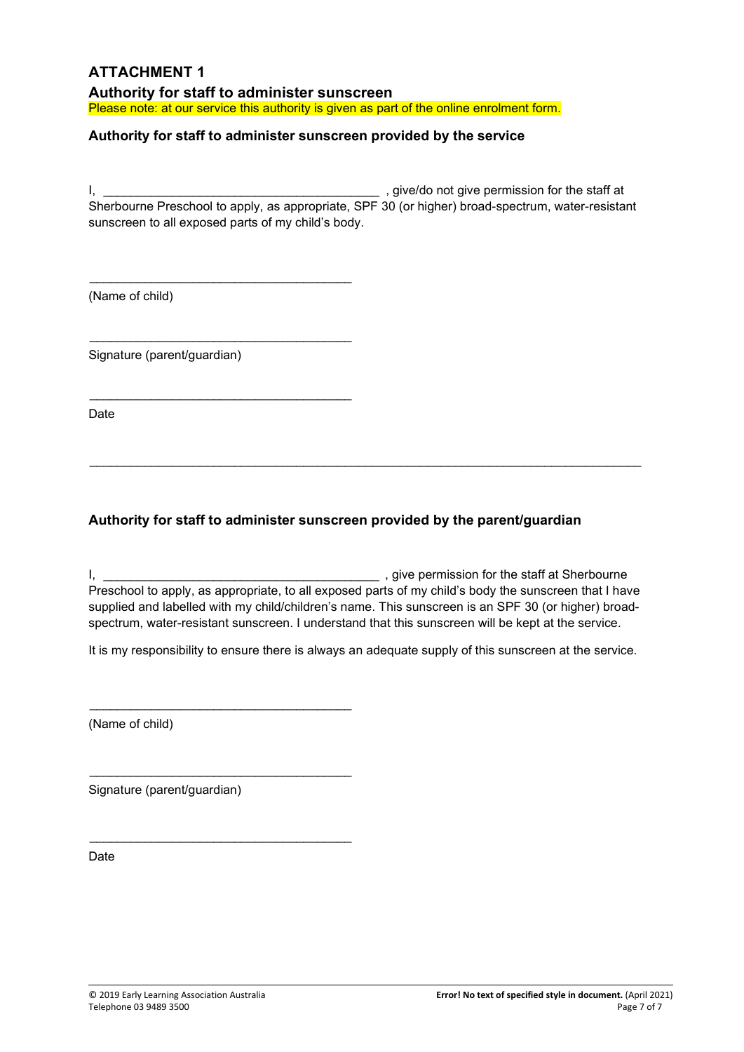## ATTACHMENT 1

### Authority for staff to administer sunscreen

Please note: at our service this authority is given as part of the online enrolment form.

#### Authority for staff to administer sunscreen provided by the service

I, ________________________________________ , give/do not give permission for the staff at Sherbourne Preschool to apply, as appropriate, SPF 30 (or higher) broad-spectrum, water-resistant sunscreen to all exposed parts of my child's body.

______________________________________

(Name of child)

______________________________________

Signature (parent/guardian)

______________________________________

Date

---

#### Authority for staff to administer sunscreen provided by the parent/guardian

I, ________________________________________ , give permission for the staff at Sherbourne Preschool to apply, as appropriate, to all exposed parts of my child's body the sunscreen that I have supplied and labelled with my child/children's name. This sunscreen is an SPF 30 (or higher) broad-spectrum, water-resistant sunscreen. I understand that this sunscreen will be kept at the service.

It is my responsibility to ensure there is always an adequate supply of this sunscreen at the service.

______________________________________

(Name of child)

______________________________________

Signature (parent/guardian)

______________________________________

Date